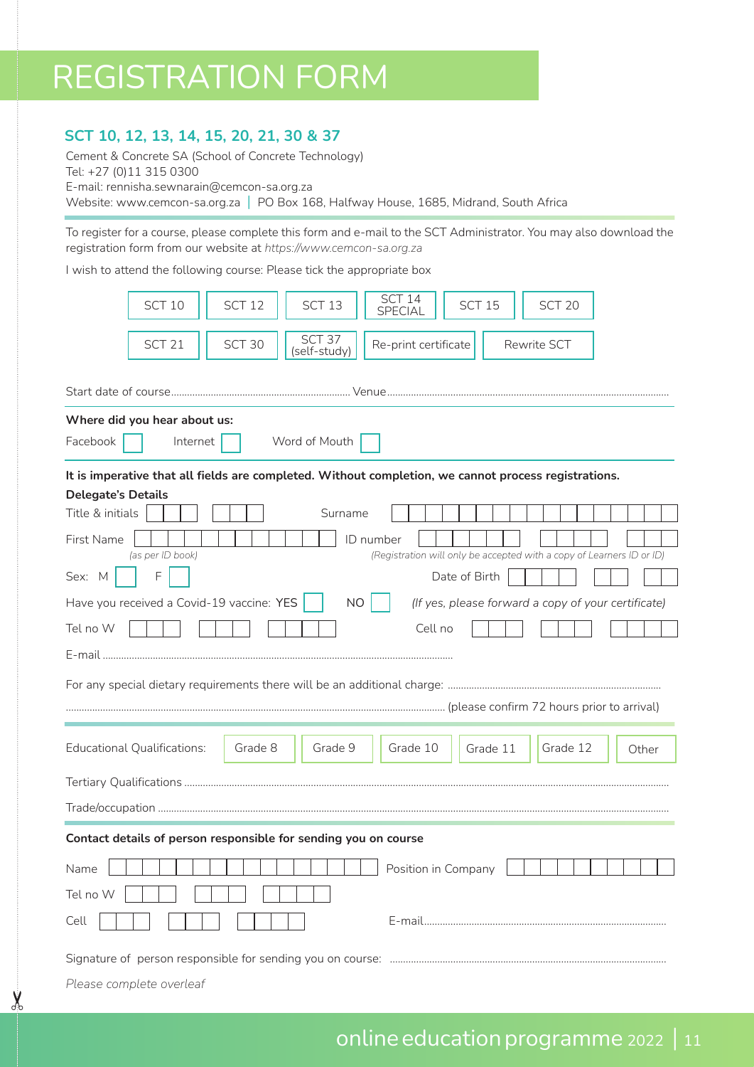# REGISTRATION FORM

## SCT 10, 12, 13, 14, 15, 20, 21, 30 & 37

Cement & Concrete SA (School of Concrete Technology)
Tel: +27 (0)11 315 0300
E-mail: rennisha.sewnarain@cemcon-sa.org.za
Website: www.cemcon-sa.org.za | PO Box 168, Halfway House, 1685, Midrand, South Africa

To register for a course, please complete this form and e-mail to the SCT Administrator. You may also download the registration form from our website at *https://www.cemcon-sa.org.za*

I wish to attend the following course: Please tick the appropriate box

| SCT 10 | SCT 12 | SCT 13 | SCT 14 SPECIAL | SCT 15 | SCT 20 |
|---|---|---|---|---|---|
| SCT 21 | SCT 30 | SCT 37 (self-study) | Re-print certificate | Rewrite SCT | |

Start date of course.................................................................... Venue..........................................................................................................

**Where did you hear about us:**

Facebook ☐ Internet ☐ Word of Mouth ☐

**It is imperative that all fields are completed. Without completion, we cannot process registrations.**

**Delegate's Details**

Title & initials ☐☐☐ ☐☐☐ Surname ☐☐☐☐☐☐☐☐☐☐☐☐☐☐☐☐☐☐

First Name ☐☐☐☐☐☐☐☐☐☐☐☐ *(as per ID book)*

ID number ☐☐☐☐☐☐ ☐☐☐☐ ☐☐☐ *(Registration will only be accepted with a copy of Learners ID or ID)*

Sex: M ☐ F ☐ Date of Birth ☐☐ ☐☐ ☐☐

Have you received a Covid-19 vaccine: YES ☐ NO ☐ *(If yes, please forward a copy of your certificate)*

Tel no W ☐☐☐ ☐☐☐ ☐☐☐☐ Cell no ☐☐☐ ☐☐☐ ☐☐☐☐

E-mail .........................................................................................................................

For any special dietary requirements there will be an additional charge: ...............................................................................

.............................................................................................................................. (please confirm 72 hours prior to arrival)

Educational Qualifications: Grade 8 ☐ Grade 9 ☐ Grade 10 ☐ Grade 11 ☐ Grade 12 ☐ Other ☐

Tertiary Qualifications ..........................................................................................................................................................

Trade/occupation ..................................................................................................................................................................

**Contact details of person responsible for sending you on course**

Name ☐☐☐☐☐☐☐☐☐☐☐☐☐☐☐☐ Position in Company ☐☐☐☐☐☐☐☐☐☐

Tel no W ☐☐☐ ☐☐☐ ☐☐☐☐

Cell ☐☐☐ ☐☐☐ ☐☐☐☐ E-mail.......................................................................................

Signature of person responsible for sending you on course: .......................................................................................

*Please complete overleaf*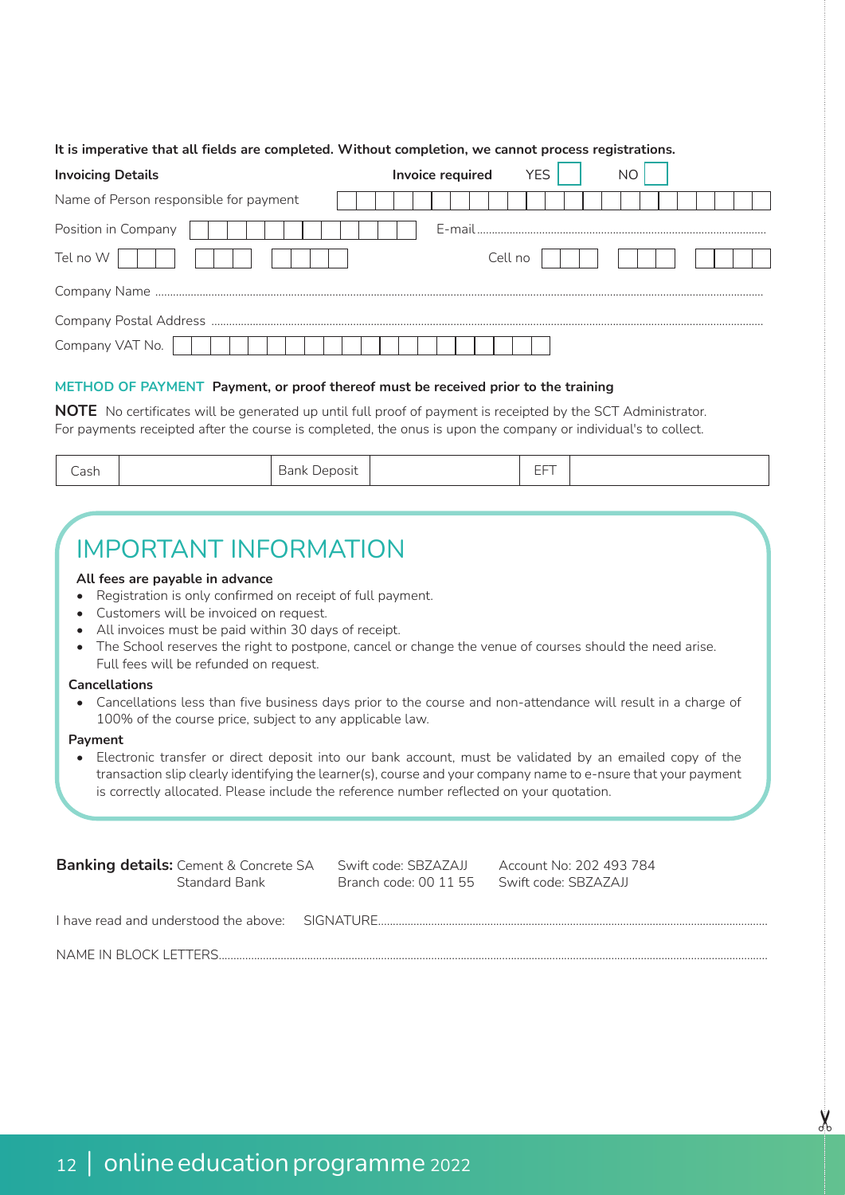**It is imperative that all fields are completed. Without completion, we cannot process registrations.**

**Invoicing Details** **Invoice required** YES ☐ NO ☐

Name of Person responsible for payment

Position in Company E-mail

Tel no W Cell no

Company Name

Company Postal Address

Company VAT No.

**METHOD OF PAYMENT** **Payment, or proof thereof must be received prior to the training**

**NOTE** No certificates will be generated up until full proof of payment is receipted by the SCT Administrator. For payments receipted after the course is completed, the onus is upon the company or individual's to collect.

| | | | | | |
|---|---|---|---|---|---|
| Cash | | Bank Deposit | | EFT | |

# IMPORTANT INFORMATION

**All fees are payable in advance**

- Registration is only confirmed on receipt of full payment.
- Customers will be invoiced on request.
- All invoices must be paid within 30 days of receipt.
- The School reserves the right to postpone, cancel or change the venue of courses should the need arise. Full fees will be refunded on request.

**Cancellations**

- Cancellations less than five business days prior to the course and non-attendance will result in a charge of 100% of the course price, subject to any applicable law.

**Payment**

- Electronic transfer or direct deposit into our bank account, must be validated by an emailed copy of the transaction slip clearly identifying the learner(s), course and your company name to e-nsure that your payment is correctly allocated. Please include the reference number reflected on your quotation.

**Banking details:** Cement & Concrete SA
Standard Bank

Swift code: SBZAZAJJ
Branch code: 00 11 55

Account No: 202 493 784
Swift code: SBZAZAJJ

I have read and understood the above: SIGNATURE

NAME IN BLOCK LETTERS